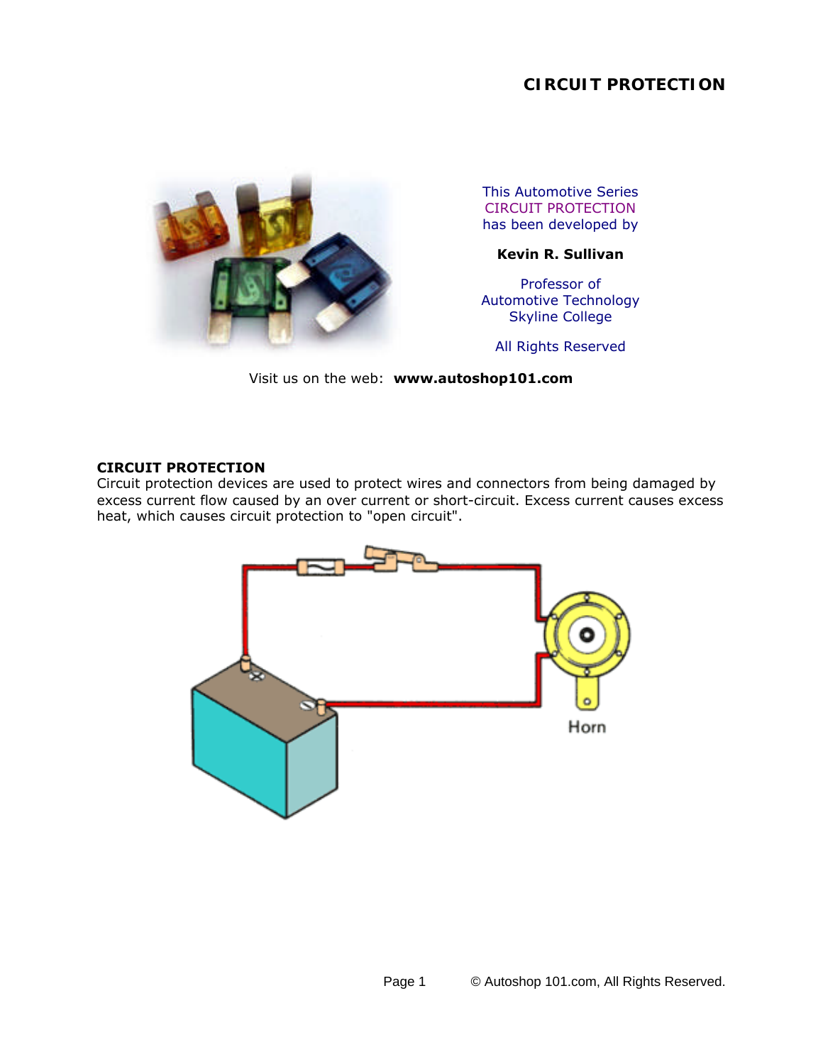# CIRCUIT PROTECTION

This Automotive Series
CIRCUIT PROTECTION
has been developed by

**Kevin R. Sullivan**

Professor of
Automotive Technology
Skyline College

All Rights Reserved

Visit us on the web: **www.autoshop101.com**

## CIRCUIT PROTECTION

Circuit protection devices are used to protect wires and connectors from being damaged by excess current flow caused by an over current or short-circuit. Excess current causes excess heat, which causes circuit protection to "open circuit".

Horn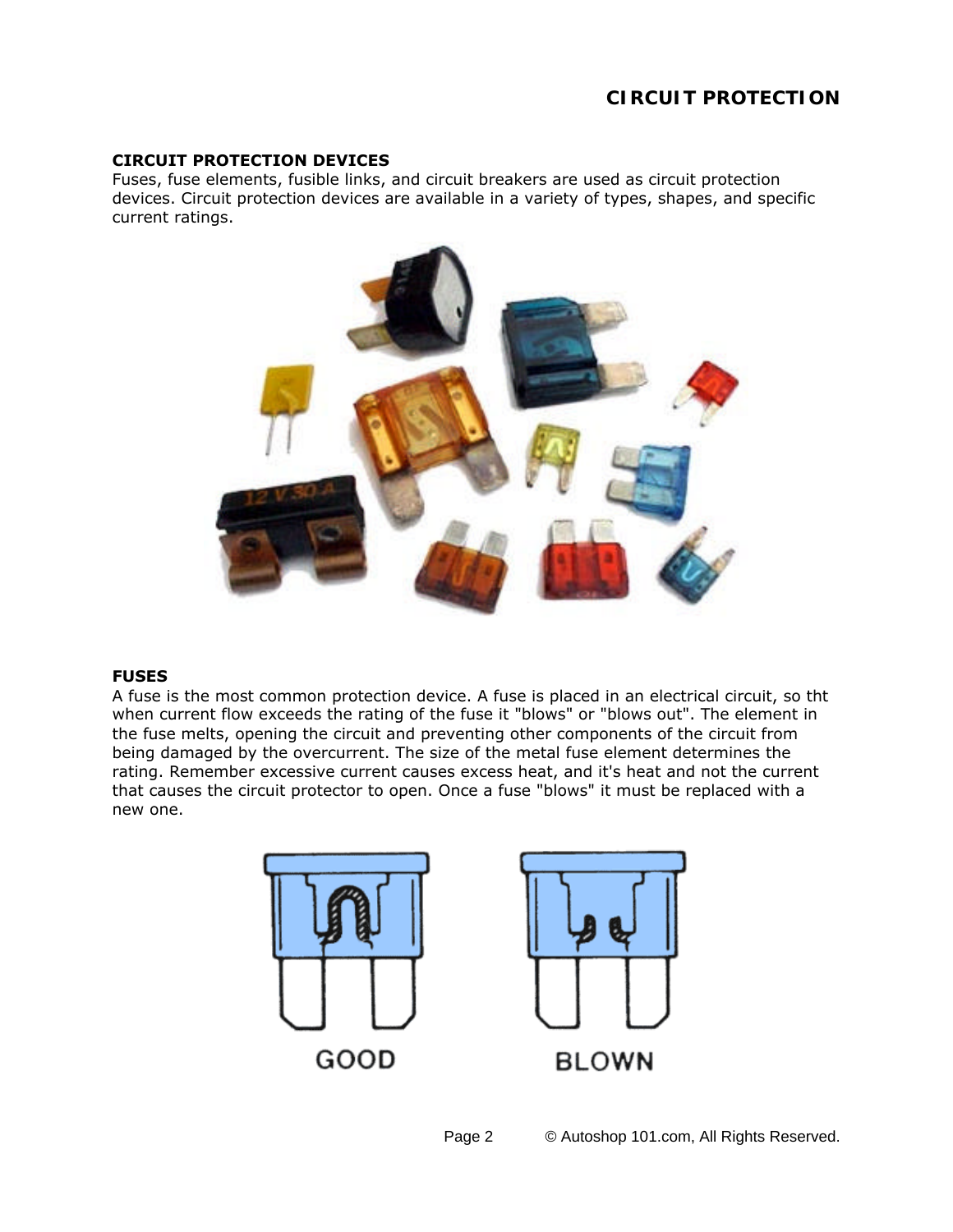## CIRCUIT PROTECTION DEVICES

Fuses, fuse elements, fusible links, and circuit breakers are used as circuit protection devices. Circuit protection devices are available in a variety of types, shapes, and specific current ratings.

## FUSES

A fuse is the most common protection device. A fuse is placed in an electrical circuit, so tht when current flow exceeds the rating of the fuse it "blows" or "blows out". The element in the fuse melts, opening the circuit and preventing other components of the circuit from being damaged by the overcurrent. The size of the metal fuse element determines the rating. Remember excessive current causes excess heat, and it's heat and not the current that causes the circuit protector to open. Once a fuse "blows" it must be replaced with a new one.

GOOD BLOWN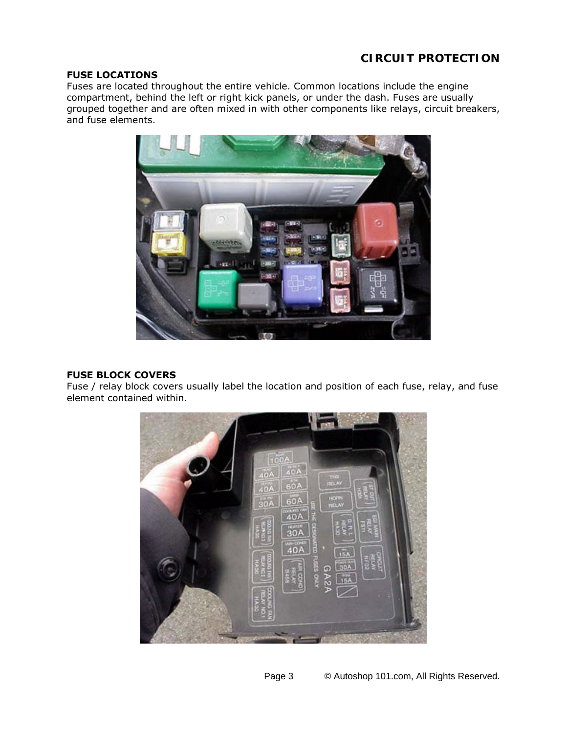# CIRCUIT PROTECTION

### FUSE LOCATIONS

Fuses are located throughout the entire vehicle. Common locations include the engine compartment, behind the left or right kick panels, or under the dash. Fuses are usually grouped together and are often mixed in with other components like relays, circuit breakers, and fuse elements.

### FUSE BLOCK COVERS

Fuse / relay block covers usually label the location and position of each fuse, relay, and fuse element contained within.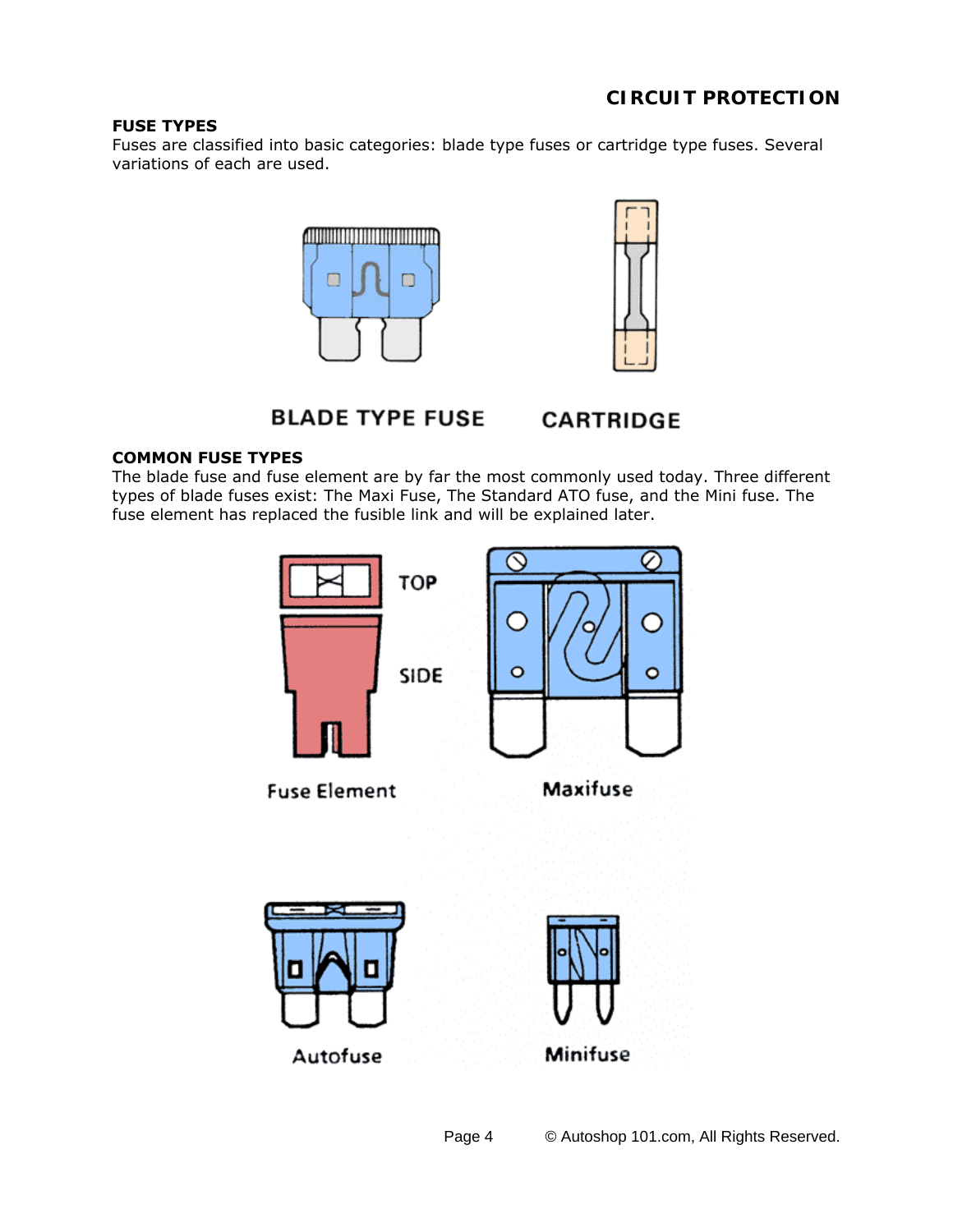## FUSE TYPES

Fuses are classified into basic categories: blade type fuses or cartridge type fuses. Several variations of each are used.

BLADE TYPE FUSE

CARTRIDGE

## COMMON FUSE TYPES

The blade fuse and fuse element are by far the most commonly used today. Three different types of blade fuses exist: The Maxi Fuse, The Standard ATO fuse, and the Mini fuse. The fuse element has replaced the fusible link and will be explained later.

TOP

SIDE

Fuse Element

Maxifuse

Autofuse

Minifuse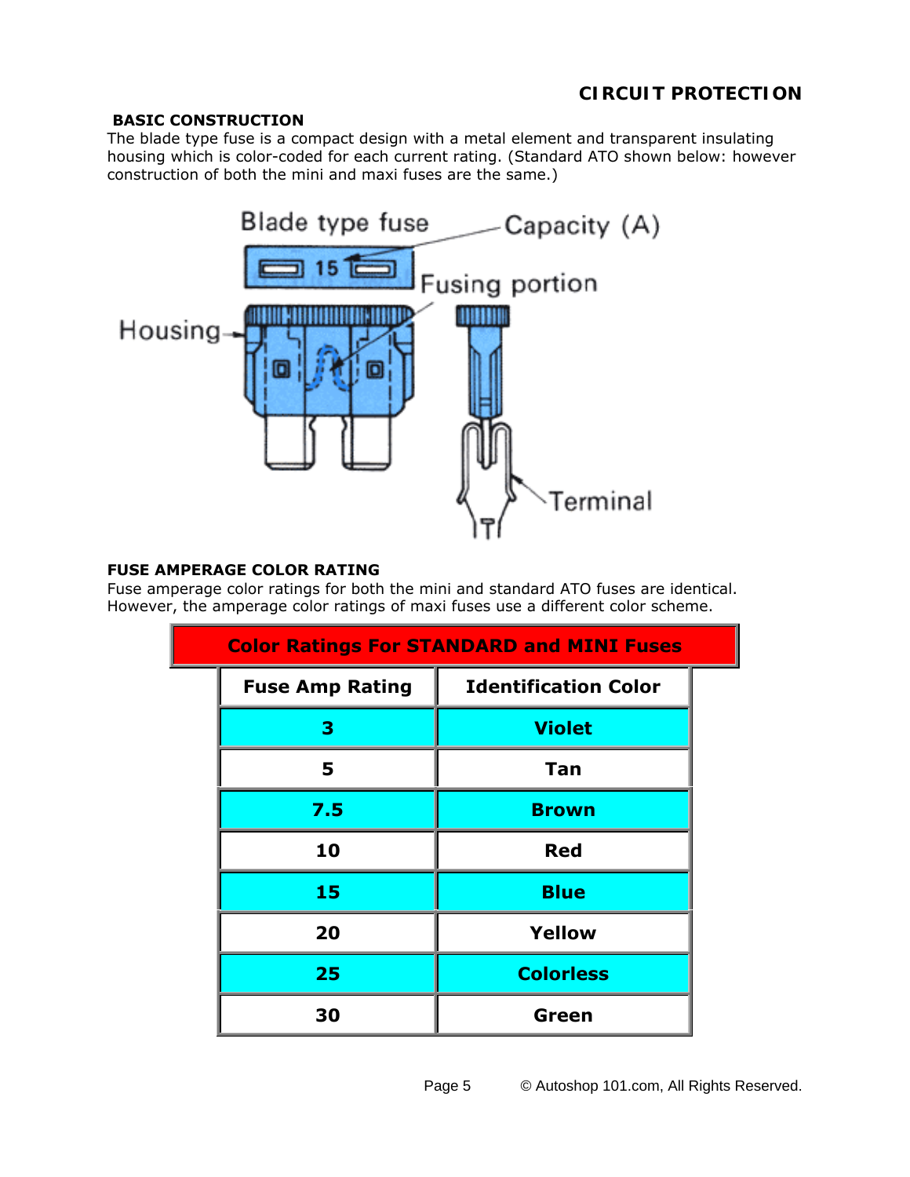## CIRCUIT PROTECTION

### BASIC CONSTRUCTION

The blade type fuse is a compact design with a metal element and transparent insulating housing which is color-coded for each current rating. (Standard ATO shown below: however construction of both the mini and maxi fuses are the same.)

### FUSE AMPERAGE COLOR RATING

Fuse amperage color ratings for both the mini and standard ATO fuses are identical. However, the amperage color ratings of maxi fuses use a different color scheme.

| Color Ratings For STANDARD and MINI Fuses | |
|---|---|
| **Fuse Amp Rating** | **Identification Color** |
| 3 | Violet |
| 5 | Tan |
| 7.5 | Brown |
| 10 | Red |
| 15 | Blue |
| 20 | Yellow |
| 25 | Colorless |
| 30 | Green |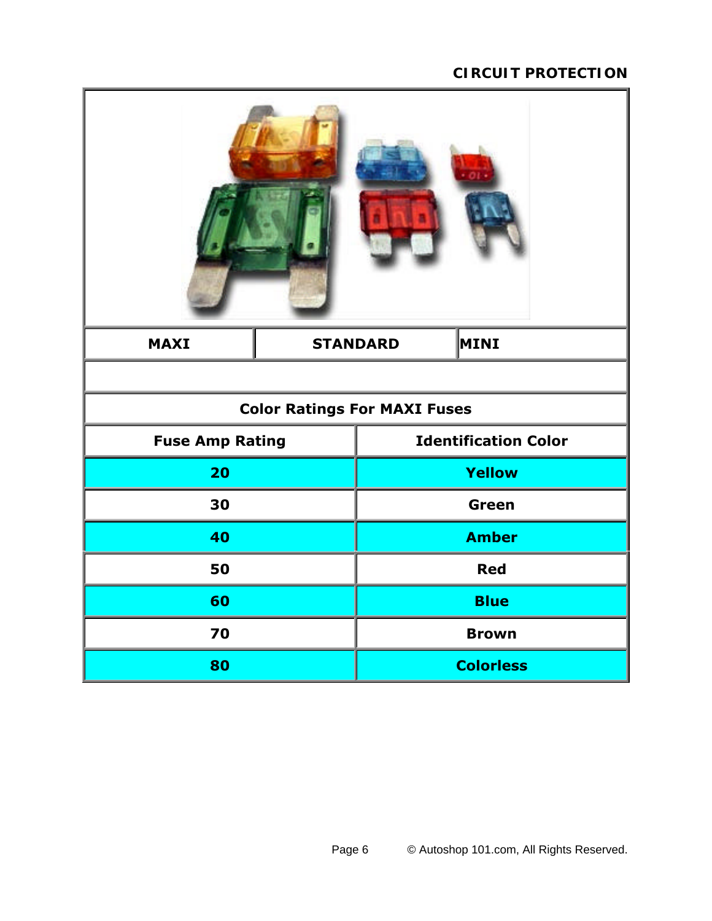| MAXI | STANDARD | MINI |
| --- | --- | --- |

| Color Ratings For MAXI Fuses | |
| --- | --- |
| **Fuse Amp Rating** | **Identification Color** |
| 20 | Yellow |
| 30 | Green |
| 40 | Amber |
| 50 | Red |
| 60 | Blue |
| 70 | Brown |
| 80 | Colorless |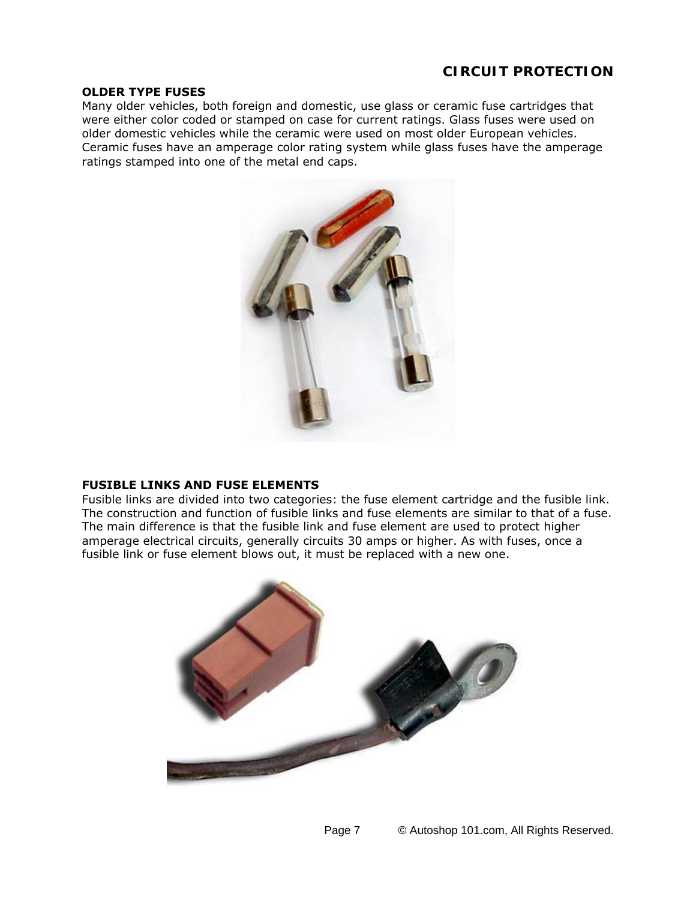## CIRCUIT PROTECTION

### OLDER TYPE FUSES

Many older vehicles, both foreign and domestic, use glass or ceramic fuse cartridges that were either color coded or stamped on case for current ratings. Glass fuses were used on older domestic vehicles while the ceramic were used on most older European vehicles. Ceramic fuses have an amperage color rating system while glass fuses have the amperage ratings stamped into one of the metal end caps.

### FUSIBLE LINKS AND FUSE ELEMENTS

Fusible links are divided into two categories: the fuse element cartridge and the fusible link. The construction and function of fusible links and fuse elements are similar to that of a fuse. The main difference is that the fusible link and fuse element are used to protect higher amperage electrical circuits, generally circuits 30 amps or higher. As with fuses, once a fusible link or fuse element blows out, it must be replaced with a new one.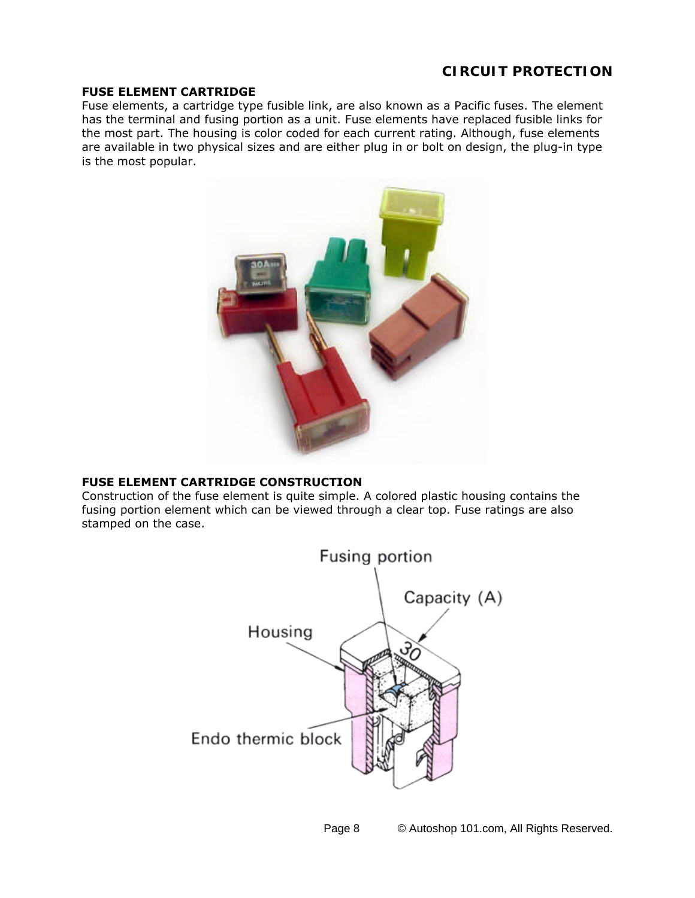## FUSE ELEMENT CARTRIDGE

Fuse elements, a cartridge type fusible link, are also known as a Pacific fuses. The element has the terminal and fusing portion as a unit. Fuse elements have replaced fusible links for the most part. The housing is color coded for each current rating. Although, fuse elements are available in two physical sizes and are either plug in or bolt on design, the plug-in type is the most popular.

## FUSE ELEMENT CARTRIDGE CONSTRUCTION

Construction of the fuse element is quite simple. A colored plastic housing contains the fusing portion element which can be viewed through a clear top. Fuse ratings are also stamped on the case.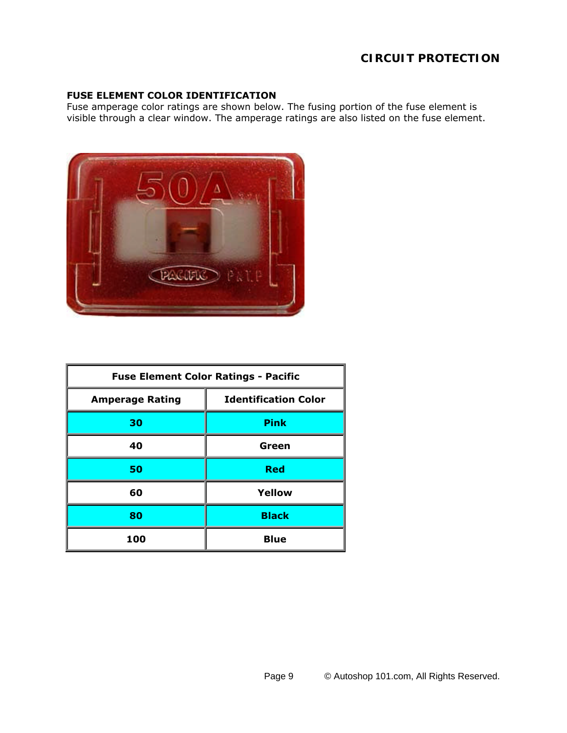## FUSE ELEMENT COLOR IDENTIFICATION

Fuse amperage color ratings are shown below. The fusing portion of the fuse element is visible through a clear window. The amperage ratings are also listed on the fuse element.

| Fuse Element Color Ratings - Pacific | |
|---|---|
| **Amperage Rating** | **Identification Color** |
| **30** | **Pink** |
| **40** | **Green** |
| **50** | **Red** |
| **60** | **Yellow** |
| **80** | **Black** |
| **100** | **Blue** |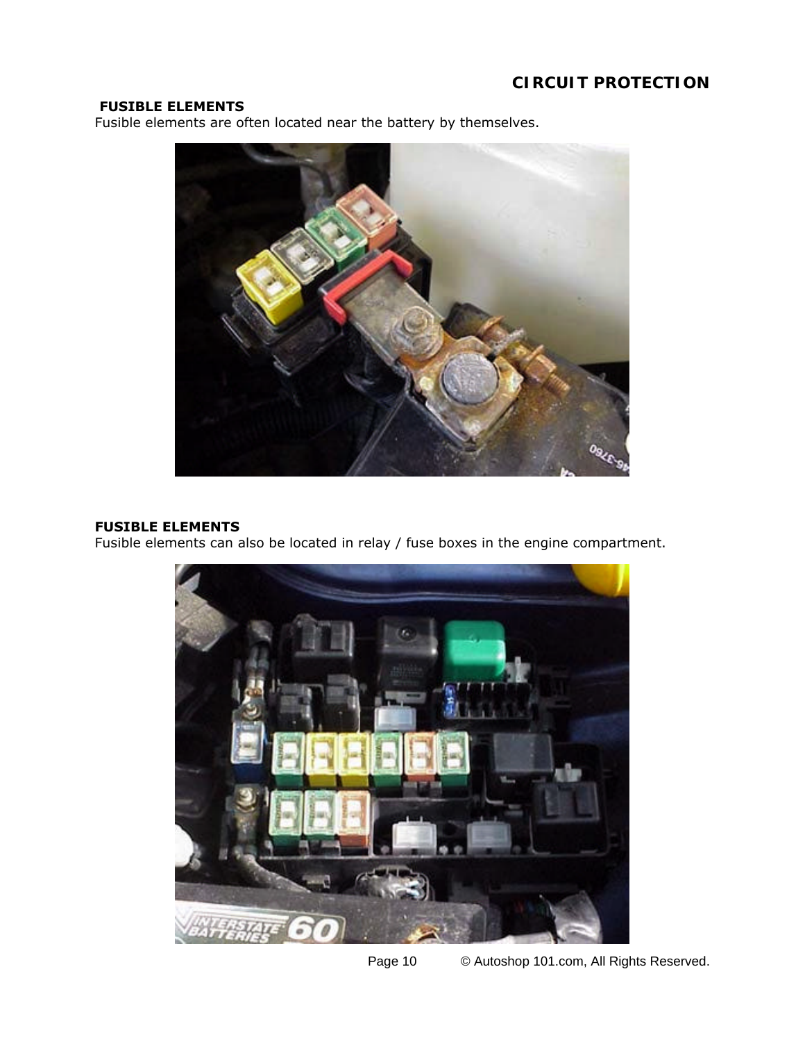## FUSIBLE ELEMENTS

Fusible elements are often located near the battery by themselves.

## FUSIBLE ELEMENTS

Fusible elements can also be located in relay / fuse boxes in the engine compartment.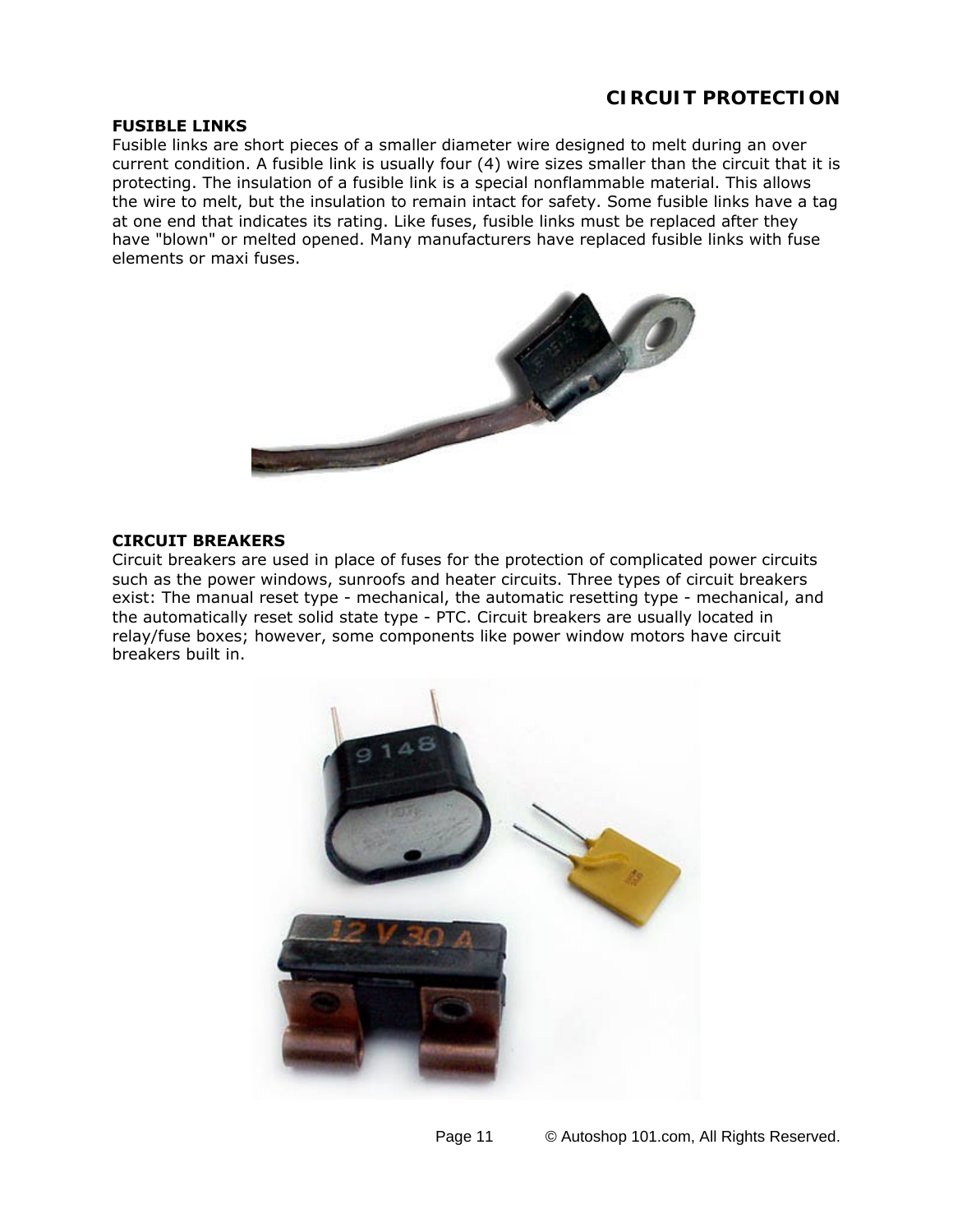# CIRCUIT PROTECTION

## FUSIBLE LINKS

Fusible links are short pieces of a smaller diameter wire designed to melt during an over current condition. A fusible link is usually four (4) wire sizes smaller than the circuit that it is protecting. The insulation of a fusible link is a special nonflammable material. This allows the wire to melt, but the insulation to remain intact for safety. Some fusible links have a tag at one end that indicates its rating. Like fuses, fusible links must be replaced after they have "blown" or melted opened. Many manufacturers have replaced fusible links with fuse elements or maxi fuses.

## CIRCUIT BREAKERS

Circuit breakers are used in place of fuses for the protection of complicated power circuits such as the power windows, sunroofs and heater circuits. Three types of circuit breakers exist: The manual reset type - mechanical, the automatic resetting type - mechanical, and the automatically reset solid state type - PTC. Circuit breakers are usually located in relay/fuse boxes; however, some components like power window motors have circuit breakers built in.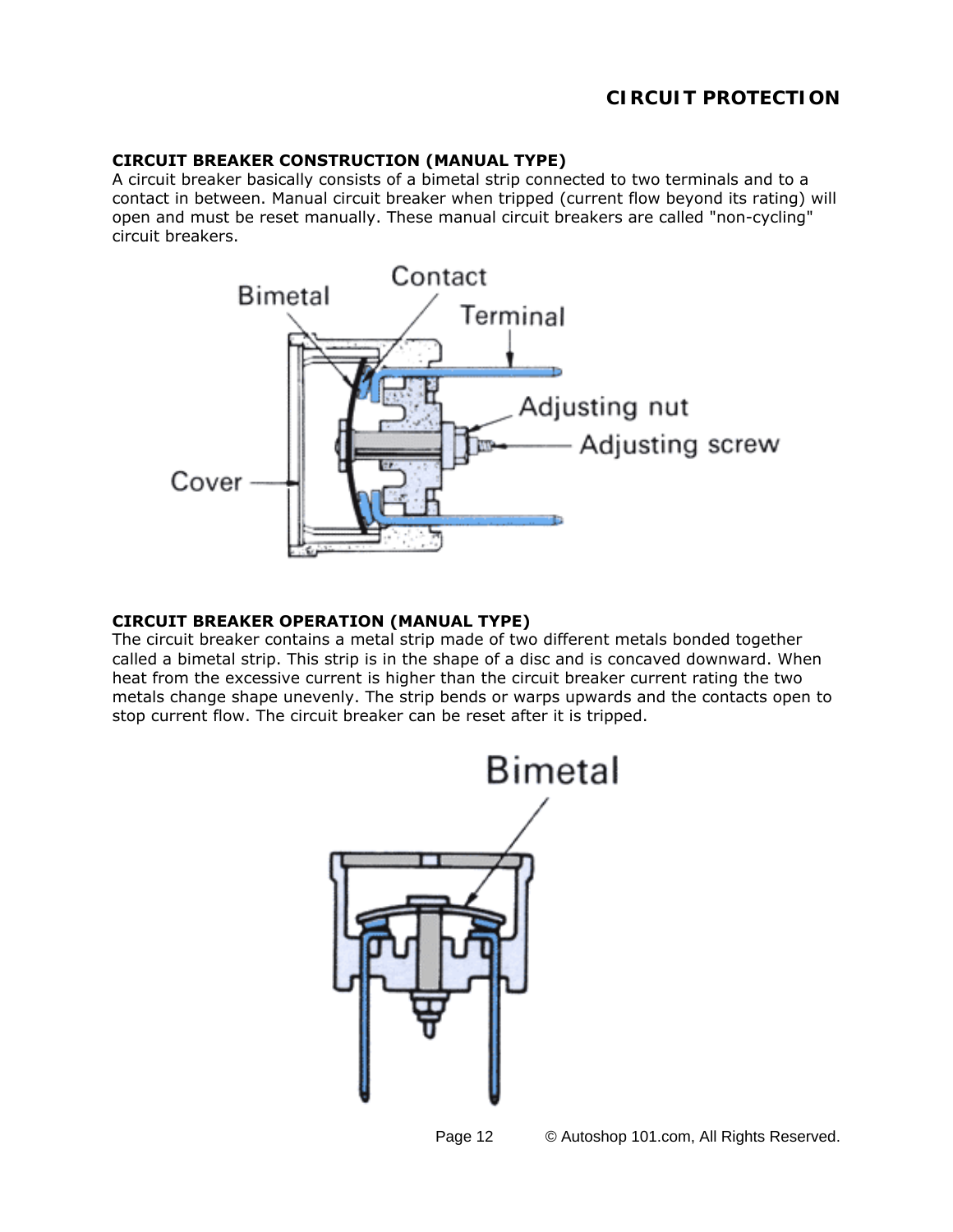## CIRCUIT BREAKER CONSTRUCTION (MANUAL TYPE)

A circuit breaker basically consists of a bimetal strip connected to two terminals and to a contact in between. Manual circuit breaker when tripped (current flow beyond its rating) will open and must be reset manually. These manual circuit breakers are called "non-cycling" circuit breakers.

## CIRCUIT BREAKER OPERATION (MANUAL TYPE)

The circuit breaker contains a metal strip made of two different metals bonded together called a bimetal strip. This strip is in the shape of a disc and is concaved downward. When heat from the excessive current is higher than the circuit breaker current rating the two metals change shape unevenly. The strip bends or warps upwards and the contacts open to stop current flow. The circuit breaker can be reset after it is tripped.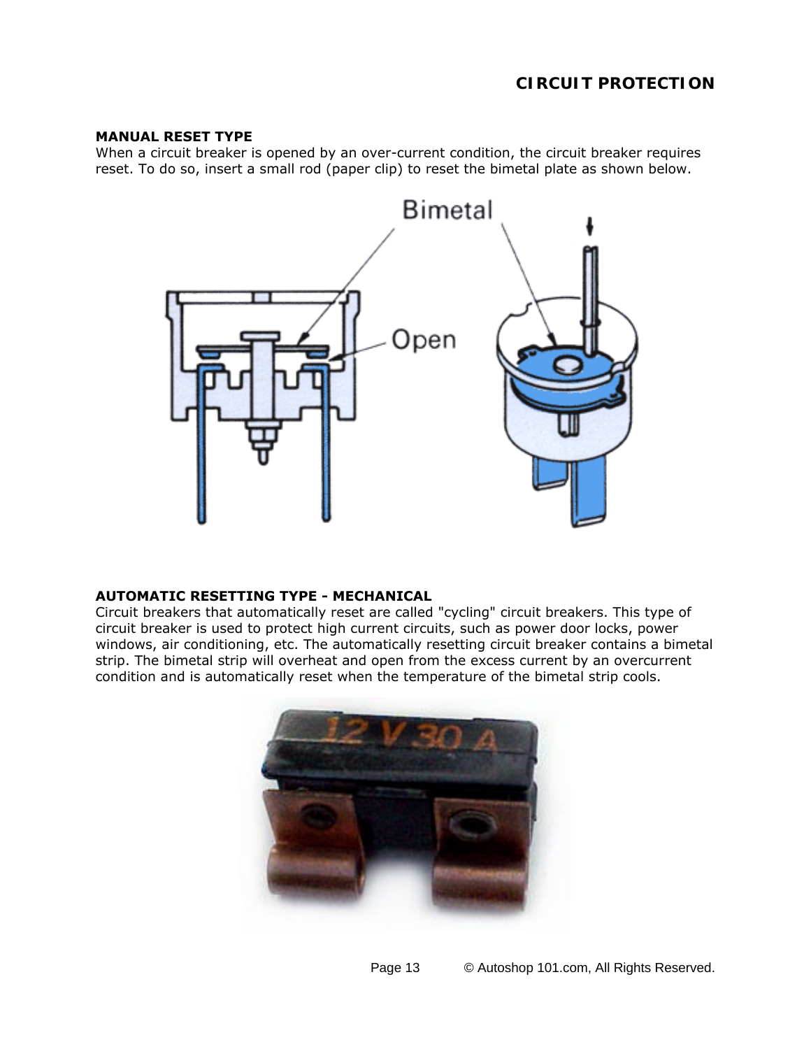### MANUAL RESET TYPE

When a circuit breaker is opened by an over-current condition, the circuit breaker requires reset. To do so, insert a small rod (paper clip) to reset the bimetal plate as shown below.

### AUTOMATIC RESETTING TYPE - MECHANICAL

Circuit breakers that automatically reset are called "cycling" circuit breakers. This type of circuit breaker is used to protect high current circuits, such as power door locks, power windows, air conditioning, etc. The automatically resetting circuit breaker contains a bimetal strip. The bimetal strip will overheat and open from the excess current by an overcurrent condition and is automatically reset when the temperature of the bimetal strip cools.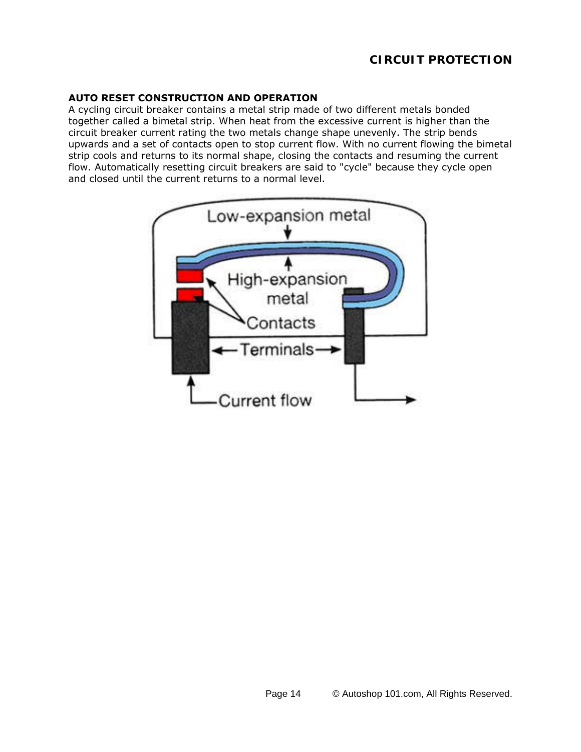## AUTO RESET CONSTRUCTION AND OPERATION

A cycling circuit breaker contains a metal strip made of two different metals bonded together called a bimetal strip. When heat from the excessive current is higher than the circuit breaker current rating the two metals change shape unevenly. The strip bends upwards and a set of contacts open to stop current flow. With no current flowing the bimetal strip cools and returns to its normal shape, closing the contacts and resuming the current flow. Automatically resetting circuit breakers are said to "cycle" because they cycle open and closed until the current returns to a normal level.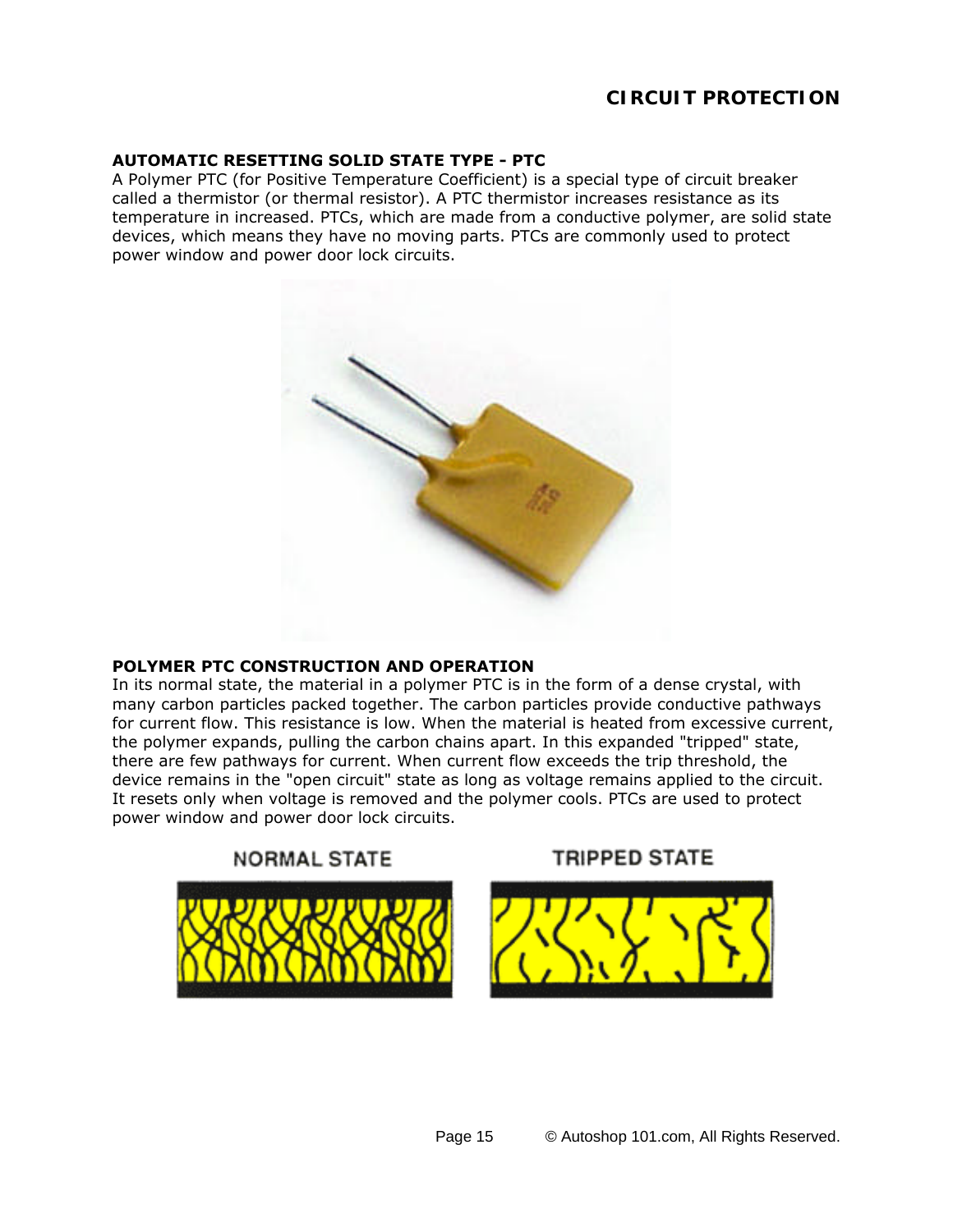# CIRCUIT PROTECTION

## AUTOMATIC RESETTING SOLID STATE TYPE - PTC

A Polymer PTC (for Positive Temperature Coefficient) is a special type of circuit breaker called a thermistor (or thermal resistor). A PTC thermistor increases resistance as its temperature in increased. PTCs, which are made from a conductive polymer, are solid state devices, which means they have no moving parts. PTCs are commonly used to protect power window and power door lock circuits.

## POLYMER PTC CONSTRUCTION AND OPERATION

In its normal state, the material in a polymer PTC is in the form of a dense crystal, with many carbon particles packed together. The carbon particles provide conductive pathways for current flow. This resistance is low. When the material is heated from excessive current, the polymer expands, pulling the carbon chains apart. In this expanded "tripped" state, there are few pathways for current. When current flow exceeds the trip threshold, the device remains in the "open circuit" state as long as voltage remains applied to the circuit. It resets only when voltage is removed and the polymer cools. PTCs are used to protect power window and power door lock circuits.

NORMAL STATE

TRIPPED STATE